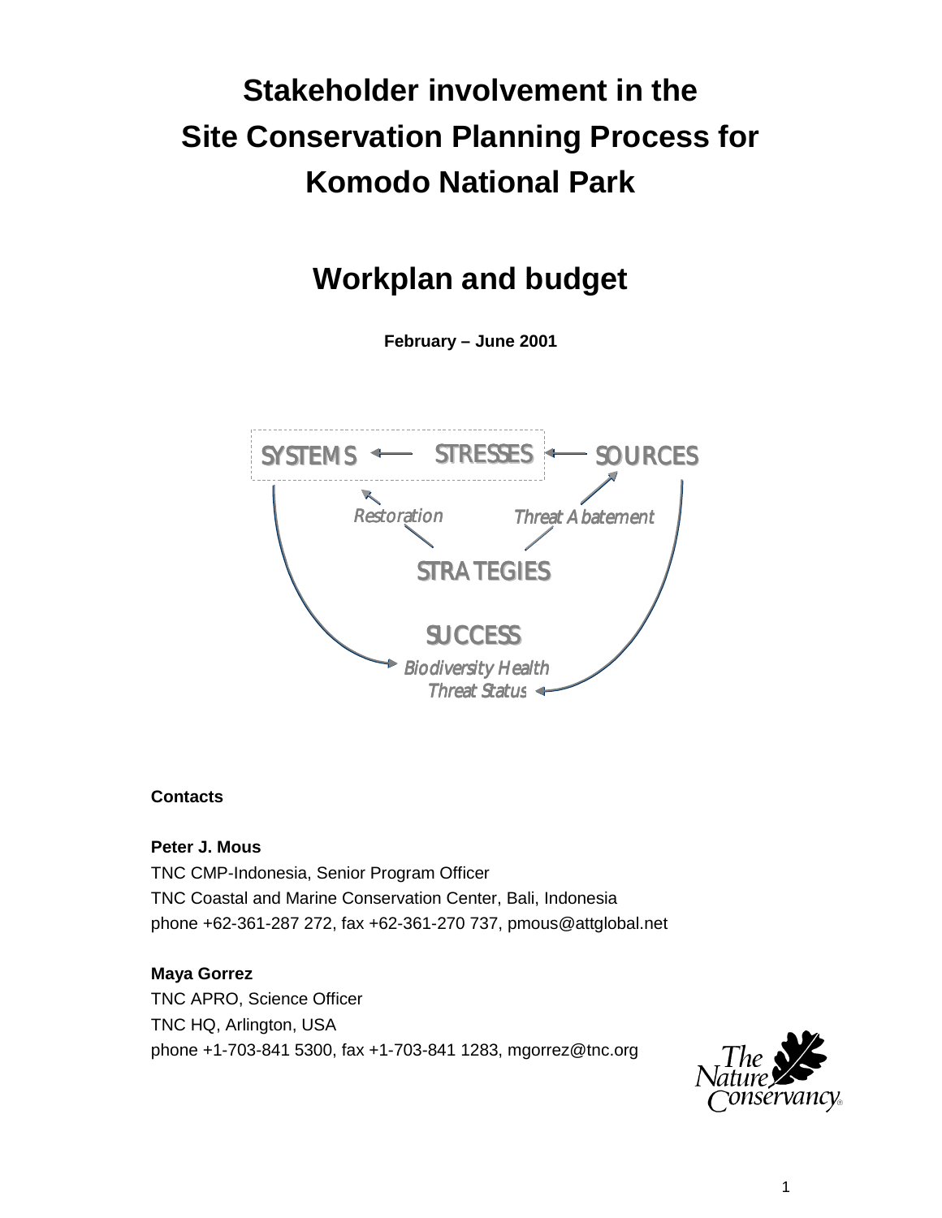# Stakeholder involvement in the Site Conservation Planning Process for Komodo National Park

# Workplan and budget

**February – June 2001**

SYSTEMS ← STRESSES ← SOURCES

*Restoration* *Threat Abatement*

STRATEGIES

SUCCESS

*Biodiversity Health*
*Threat Status*

**Contacts**

**Peter J. Mous**
TNC CMP-Indonesia, Senior Program Officer
TNC Coastal and Marine Conservation Center, Bali, Indonesia
phone +62-361-287 272, fax +62-361-270 737, pmous@attglobal.net

**Maya Gorrez**
TNC APRO, Science Officer
TNC HQ, Arlington, USA
phone +1-703-841 5300, fax +1-703-841 1283, mgorrez@tnc.org

The Nature Conservancy®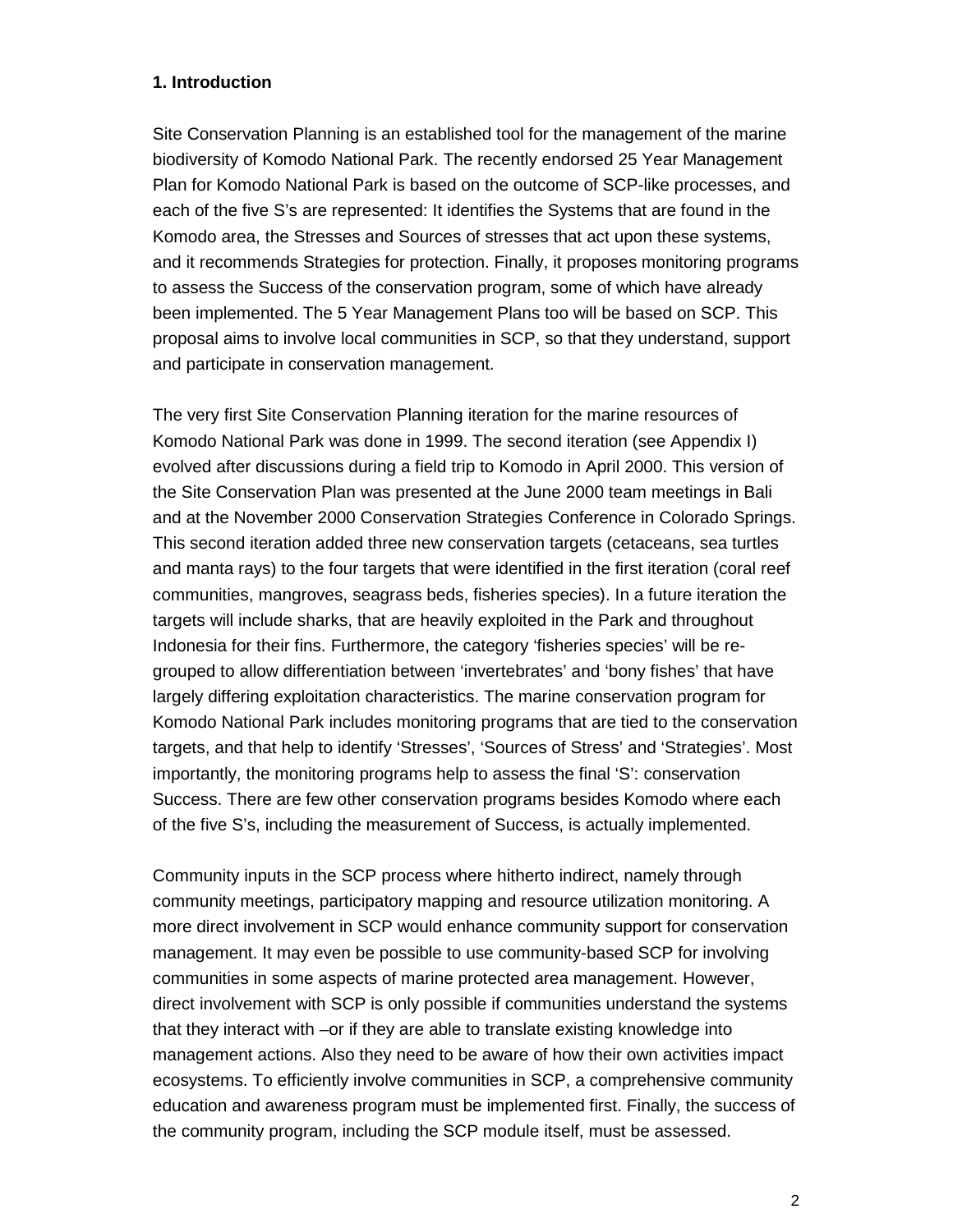**1. Introduction**

Site Conservation Planning is an established tool for the management of the marine biodiversity of Komodo National Park. The recently endorsed 25 Year Management Plan for Komodo National Park is based on the outcome of SCP-like processes, and each of the five S's are represented: It identifies the Systems that are found in the Komodo area, the Stresses and Sources of stresses that act upon these systems, and it recommends Strategies for protection. Finally, it proposes monitoring programs to assess the Success of the conservation program, some of which have already been implemented. The 5 Year Management Plans too will be based on SCP. This proposal aims to involve local communities in SCP, so that they understand, support and participate in conservation management.

The very first Site Conservation Planning iteration for the marine resources of Komodo National Park was done in 1999. The second iteration (see Appendix I) evolved after discussions during a field trip to Komodo in April 2000. This version of the Site Conservation Plan was presented at the June 2000 team meetings in Bali and at the November 2000 Conservation Strategies Conference in Colorado Springs. This second iteration added three new conservation targets (cetaceans, sea turtles and manta rays) to the four targets that were identified in the first iteration (coral reef communities, mangroves, seagrass beds, fisheries species). In a future iteration the targets will include sharks, that are heavily exploited in the Park and throughout Indonesia for their fins. Furthermore, the category 'fisheries species' will be re-grouped to allow differentiation between 'invertebrates' and 'bony fishes' that have largely differing exploitation characteristics. The marine conservation program for Komodo National Park includes monitoring programs that are tied to the conservation targets, and that help to identify 'Stresses', 'Sources of Stress' and 'Strategies'. Most importantly, the monitoring programs help to assess the final 'S': conservation Success. There are few other conservation programs besides Komodo where each of the five S's, including the measurement of Success, is actually implemented.

Community inputs in the SCP process where hitherto indirect, namely through community meetings, participatory mapping and resource utilization monitoring. A more direct involvement in SCP would enhance community support for conservation management. It may even be possible to use community-based SCP for involving communities in some aspects of marine protected area management. However, direct involvement with SCP is only possible if communities understand the systems that they interact with –or if they are able to translate existing knowledge into management actions. Also they need to be aware of how their own activities impact ecosystems. To efficiently involve communities in SCP, a comprehensive community education and awareness program must be implemented first. Finally, the success of the community program, including the SCP module itself, must be assessed.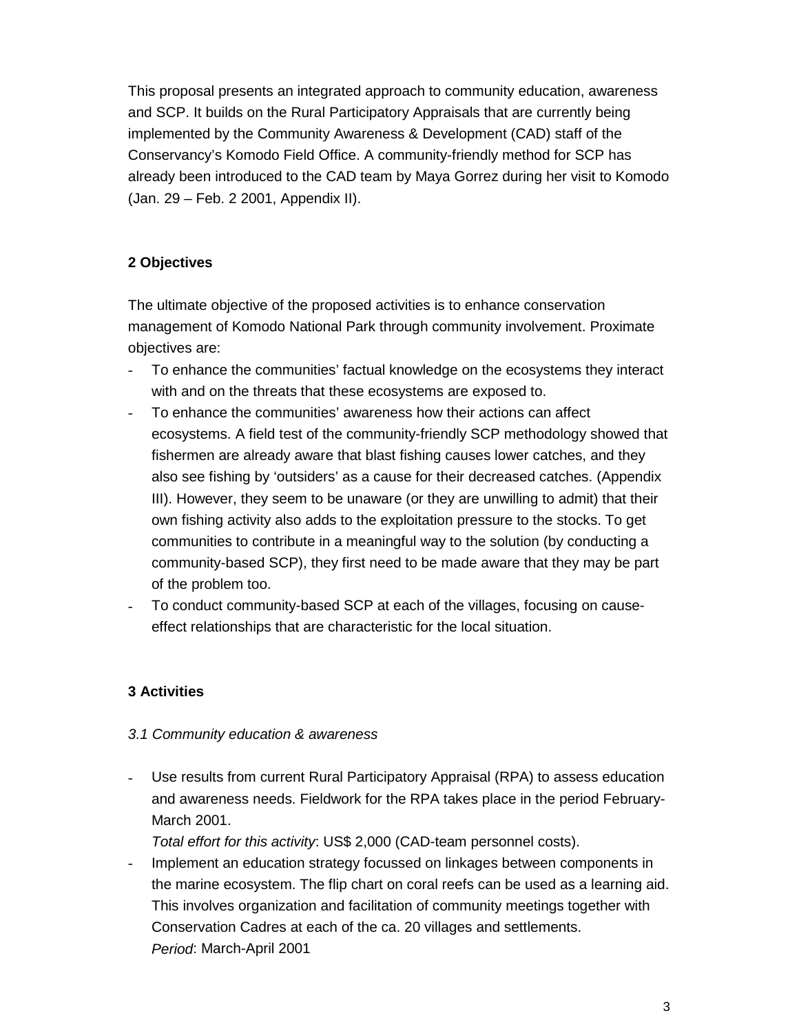This proposal presents an integrated approach to community education, awareness and SCP. It builds on the Rural Participatory Appraisals that are currently being implemented by the Community Awareness & Development (CAD) staff of the Conservancy's Komodo Field Office. A community-friendly method for SCP has already been introduced to the CAD team by Maya Gorrez during her visit to Komodo (Jan. 29 – Feb. 2 2001, Appendix II).

## 2 Objectives

The ultimate objective of the proposed activities is to enhance conservation management of Komodo National Park through community involvement. Proximate objectives are:

- To enhance the communities' factual knowledge on the ecosystems they interact with and on the threats that these ecosystems are exposed to.
- To enhance the communities' awareness how their actions can affect ecosystems. A field test of the community-friendly SCP methodology showed that fishermen are already aware that blast fishing causes lower catches, and they also see fishing by 'outsiders' as a cause for their decreased catches. (Appendix III). However, they seem to be unaware (or they are unwilling to admit) that their own fishing activity also adds to the exploitation pressure to the stocks. To get communities to contribute in a meaningful way to the solution (by conducting a community-based SCP), they first need to be made aware that they may be part of the problem too.
- To conduct community-based SCP at each of the villages, focusing on cause-effect relationships that are characteristic for the local situation.

## 3 Activities

### *3.1 Community education & awareness*

- Use results from current Rural Participatory Appraisal (RPA) to assess education and awareness needs. Fieldwork for the RPA takes place in the period February-March 2001.
  *Total effort for this activity*: US$ 2,000 (CAD-team personnel costs).
- Implement an education strategy focussed on linkages between components in the marine ecosystem. The flip chart on coral reefs can be used as a learning aid. This involves organization and facilitation of community meetings together with Conservation Cadres at each of the ca. 20 villages and settlements.
  *Period*: March-April 2001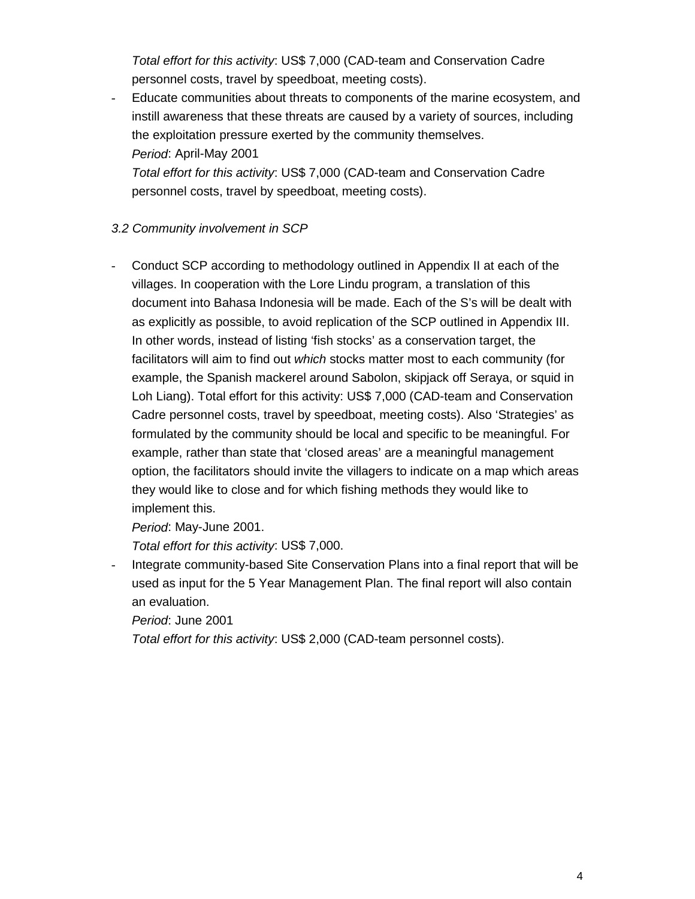*Total effort for this activity*: US$ 7,000 (CAD-team and Conservation Cadre personnel costs, travel by speedboat, meeting costs).

- Educate communities about threats to components of the marine ecosystem, and instill awareness that these threats are caused by a variety of sources, including the exploitation pressure exerted by the community themselves.
  *Period*: April-May 2001
  *Total effort for this activity*: US$ 7,000 (CAD-team and Conservation Cadre personnel costs, travel by speedboat, meeting costs).

*3.2 Community involvement in SCP*

- Conduct SCP according to methodology outlined in Appendix II at each of the villages. In cooperation with the Lore Lindu program, a translation of this document into Bahasa Indonesia will be made. Each of the S's will be dealt with as explicitly as possible, to avoid replication of the SCP outlined in Appendix III. In other words, instead of listing 'fish stocks' as a conservation target, the facilitators will aim to find out *which* stocks matter most to each community (for example, the Spanish mackerel around Sabolon, skipjack off Seraya, or squid in Loh Liang). Total effort for this activity: US$ 7,000 (CAD-team and Conservation Cadre personnel costs, travel by speedboat, meeting costs). Also 'Strategies' as formulated by the community should be local and specific to be meaningful. For example, rather than state that 'closed areas' are a meaningful management option, the facilitators should invite the villagers to indicate on a map which areas they would like to close and for which fishing methods they would like to implement this.
  *Period*: May-June 2001.
  *Total effort for this activity*: US$ 7,000.
- Integrate community-based Site Conservation Plans into a final report that will be used as input for the 5 Year Management Plan. The final report will also contain an evaluation.
  *Period*: June 2001
  *Total effort for this activity*: US$ 2,000 (CAD-team personnel costs).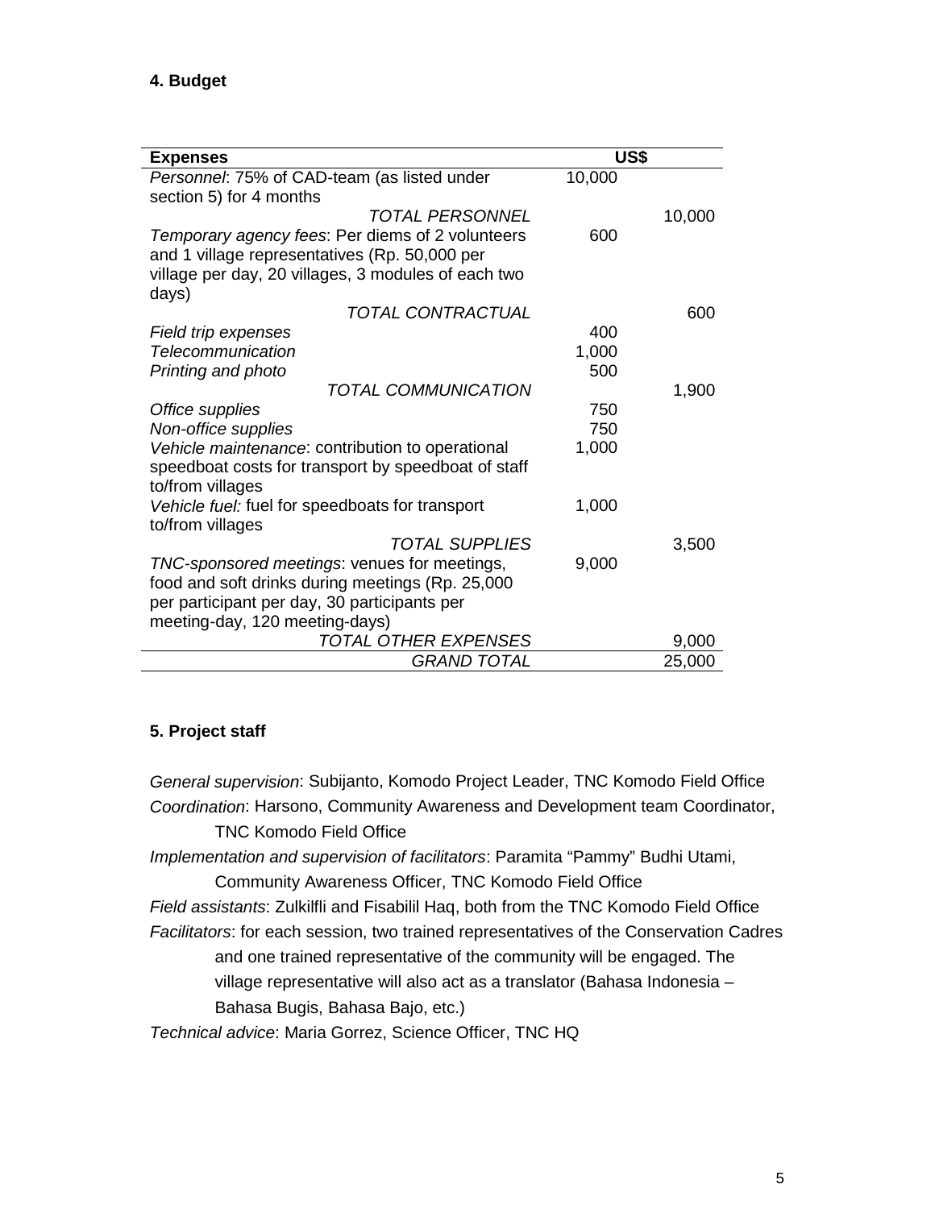#### 4. Budget

| Expenses | US$ | |
|---|---|---|
| *Personnel*: 75% of CAD-team (as listed under section 5) for 4 months | 10,000 | |
| *TOTAL PERSONNEL* | | 10,000 |
| *Temporary agency fees*: Per diems of 2 volunteers and 1 village representatives (Rp. 50,000 per village per day, 20 villages, 3 modules of each two days) | 600 | |
| *TOTAL CONTRACTUAL* | | 600 |
| *Field trip expenses* | 400 | |
| *Telecommunication* | 1,000 | |
| *Printing and photo* | 500 | |
| *TOTAL COMMUNICATION* | | 1,900 |
| *Office supplies* | 750 | |
| *Non-office supplies* | 750 | |
| *Vehicle maintenance*: contribution to operational speedboat costs for transport by speedboat of staff to/from villages | 1,000 | |
| *Vehicle fuel:* fuel for speedboats for transport to/from villages | 1,000 | |
| *TOTAL SUPPLIES* | | 3,500 |
| *TNC-sponsored meetings*: venues for meetings, food and soft drinks during meetings (Rp. 25,000 per participant per day, 30 participants per meeting-day, 120 meeting-days) | 9,000 | |
| *TOTAL OTHER EXPENSES* | | 9,000 |
| *GRAND TOTAL* | | 25,000 |

#### 5. Project staff

*General supervision*: Subijanto, Komodo Project Leader, TNC Komodo Field Office

*Coordination*: Harsono, Community Awareness and Development team Coordinator, TNC Komodo Field Office

*Implementation and supervision of facilitators*: Paramita "Pammy" Budhi Utami, Community Awareness Officer, TNC Komodo Field Office

*Field assistants*: Zulkilfli and Fisabilil Haq, both from the TNC Komodo Field Office

*Facilitators*: for each session, two trained representatives of the Conservation Cadres and one trained representative of the community will be engaged. The village representative will also act as a translator (Bahasa Indonesia – Bahasa Bugis, Bahasa Bajo, etc.)

*Technical advice*: Maria Gorrez, Science Officer, TNC HQ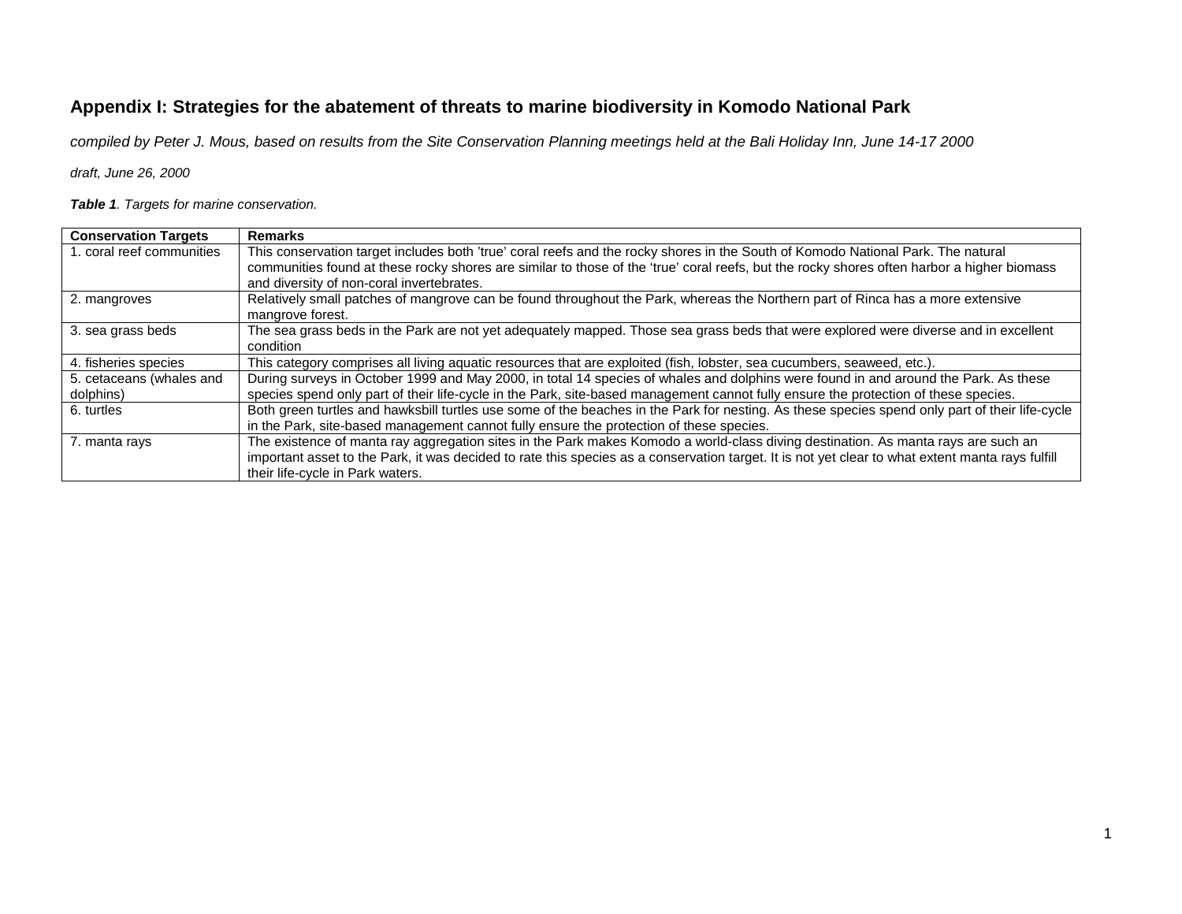## Appendix I: Strategies for the abatement of threats to marine biodiversity in Komodo National Park

*compiled by Peter J. Mous, based on results from the Site Conservation Planning meetings held at the Bali Holiday Inn, June 14-17 2000*

*draft, June 26, 2000*

***Table 1**. Targets for marine conservation.*

| Conservation Targets | Remarks |
|---|---|
| 1. coral reef communities | This conservation target includes both 'true' coral reefs and the rocky shores in the South of Komodo National Park. The natural communities found at these rocky shores are similar to those of the 'true' coral reefs, but the rocky shores often harbor a higher biomass and diversity of non-coral invertebrates. |
| 2. mangroves | Relatively small patches of mangrove can be found throughout the Park, whereas the Northern part of Rinca has a more extensive mangrove forest. |
| 3. sea grass beds | The sea grass beds in the Park are not yet adequately mapped. Those sea grass beds that were explored were diverse and in excellent condition |
| 4. fisheries species | This category comprises all living aquatic resources that are exploited (fish, lobster, sea cucumbers, seaweed, etc.). |
| 5. cetaceans (whales and dolphins) | During surveys in October 1999 and May 2000, in total 14 species of whales and dolphins were found in and around the Park. As these species spend only part of their life-cycle in the Park, site-based management cannot fully ensure the protection of these species. |
| 6. turtles | Both green turtles and hawksbill turtles use some of the beaches in the Park for nesting. As these species spend only part of their life-cycle in the Park, site-based management cannot fully ensure the protection of these species. |
| 7. manta rays | The existence of manta ray aggregation sites in the Park makes Komodo a world-class diving destination. As manta rays are such an important asset to the Park, it was decided to rate this species as a conservation target. It is not yet clear to what extent manta rays fulfill their life-cycle in Park waters. |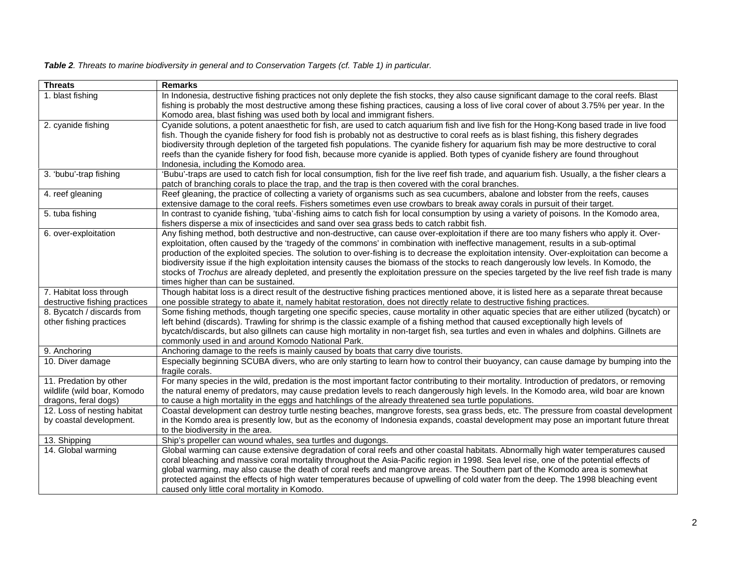***Table 2**. Threats to marine biodiversity in general and to Conservation Targets (cf. Table 1) in particular.*

| Threats | Remarks |
|---|---|
| 1. blast fishing | In Indonesia, destructive fishing practices not only deplete the fish stocks, they also cause significant damage to the coral reefs. Blast fishing is probably the most destructive among these fishing practices, causing a loss of live coral cover of about 3.75% per year. In the Komodo area, blast fishing was used both by local and immigrant fishers. |
| 2. cyanide fishing | Cyanide solutions, a potent anaesthetic for fish, are used to catch aquarium fish and live fish for the Hong-Kong based trade in live food fish. Though the cyanide fishery for food fish is probably not as destructive to coral reefs as is blast fishing, this fishery degrades biodiversity through depletion of the targeted fish populations. The cyanide fishery for aquarium fish may be more destructive to coral reefs than the cyanide fishery for food fish, because more cyanide is applied. Both types of cyanide fishery are found throughout Indonesia, including the Komodo area. |
| 3. 'bubu'-trap fishing | 'Bubu'-traps are used to catch fish for local consumption, fish for the live reef fish trade, and aquarium fish. Usually, a the fisher clears a patch of branching corals to place the trap, and the trap is then covered with the coral branches. |
| 4. reef gleaning | Reef gleaning, the practice of collecting a variety of organisms such as sea cucumbers, abalone and lobster from the reefs, causes extensive damage to the coral reefs. Fishers sometimes even use crowbars to break away corals in pursuit of their target. |
| 5. tuba fishing | In contrast to cyanide fishing, 'tuba'-fishing aims to catch fish for local consumption by using a variety of poisons. In the Komodo area, fishers disperse a mix of insecticides and sand over sea grass beds to catch rabbit fish. |
| 6. over-exploitation | Any fishing method, both destructive and non-destructive, can cause over-exploitation if there are too many fishers who apply it. Over-exploitation, often caused by the 'tragedy of the commons' in combination with ineffective management, results in a sub-optimal production of the exploited species. The solution to over-fishing is to decrease the exploitation intensity. Over-exploitation can become a biodiversity issue if the high exploitation intensity causes the biomass of the stocks to reach dangerously low levels. In Komodo, the stocks of *Trochus* are already depleted, and presently the exploitation pressure on the species targeted by the live reef fish trade is many times higher than can be sustained. |
| 7. Habitat loss through destructive fishing practices | Though habitat loss is a direct result of the destructive fishing practices mentioned above, it is listed here as a separate threat because one possible strategy to abate it, namely habitat restoration, does not directly relate to destructive fishing practices. |
| 8. Bycatch / discards from other fishing practices | Some fishing methods, though targeting one specific species, cause mortality in other aquatic species that are either utilized (bycatch) or left behind (discards). Trawling for shrimp is the classic example of a fishing method that caused exceptionally high levels of bycatch/discards, but also gillnets can cause high mortality in non-target fish, sea turtles and even in whales and dolphins. Gillnets are commonly used in and around Komodo National Park. |
| 9. Anchoring | Anchoring damage to the reefs is mainly caused by boats that carry dive tourists. |
| 10. Diver damage | Especially beginning SCUBA divers, who are only starting to learn how to control their buoyancy, can cause damage by bumping into the fragile corals. |
| 11. Predation by other wildlife (wild boar, Komodo dragons, feral dogs) | For many species in the wild, predation is the most important factor contributing to their mortality. Introduction of predators, or removing the natural enemy of predators, may cause predation levels to reach dangerously high levels. In the Komodo area, wild boar are known to cause a high mortality in the eggs and hatchlings of the already threatened sea turtle populations. |
| 12. Loss of nesting habitat by coastal development. | Coastal development can destroy turtle nesting beaches, mangrove forests, sea grass beds, etc. The pressure from coastal development in the Komdo area is presently low, but as the economy of Indonesia expands, coastal development may pose an important future threat to the biodiversity in the area. |
| 13. Shipping | Ship's propeller can wound whales, sea turtles and dugongs. |
| 14. Global warming | Global warming can cause extensive degradation of coral reefs and other coastal habitats. Abnormally high water temperatures caused coral bleaching and massive coral mortality throughout the Asia-Pacific region in 1998. Sea level rise, one of the potential effects of global warming, may also cause the death of coral reefs and mangrove areas. The Southern part of the Komodo area is somewhat protected against the effects of high water temperatures because of upwelling of cold water from the deep. The 1998 bleaching event caused only little coral mortality in Komodo. |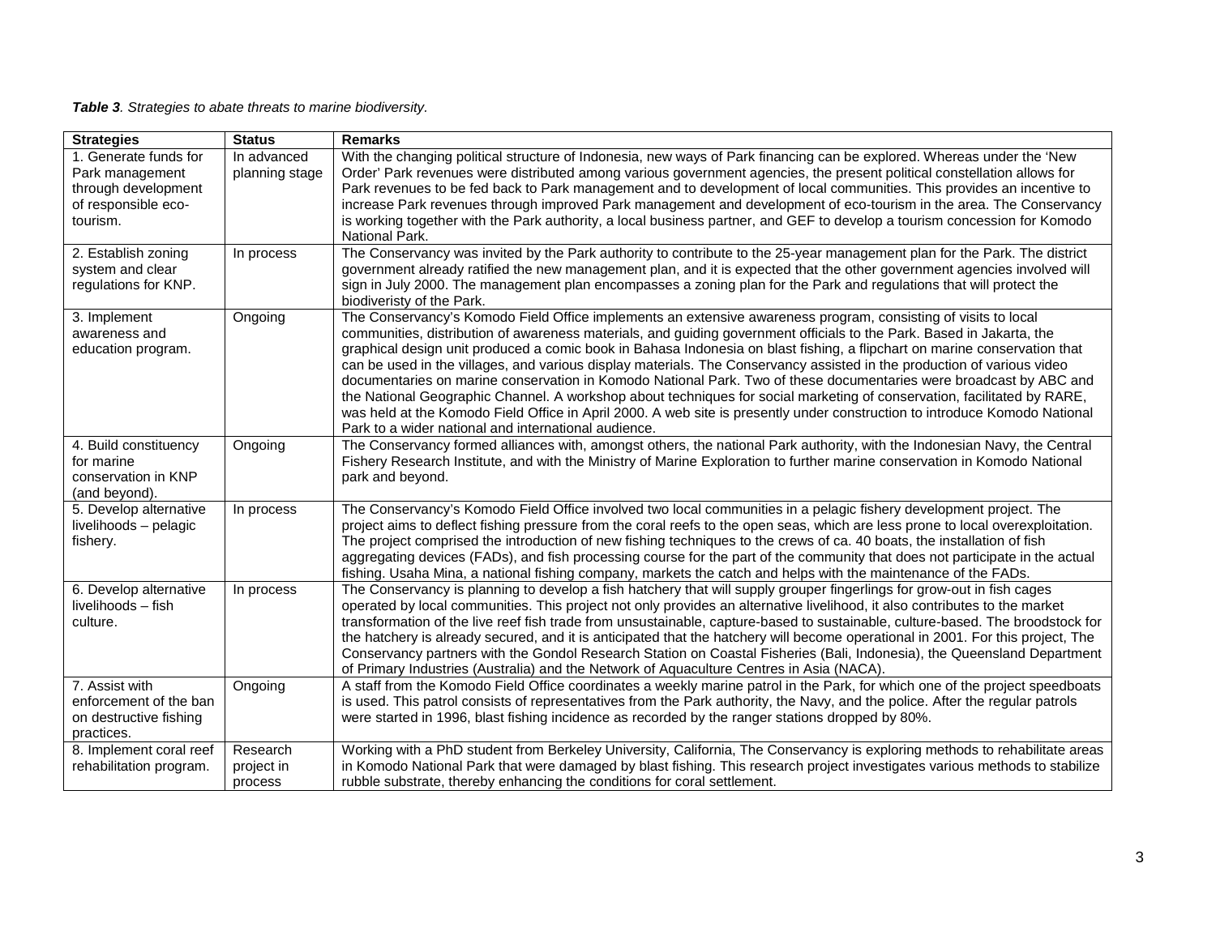***Table 3**. Strategies to abate threats to marine biodiversity.*

| Strategies | Status | Remarks |
|---|---|---|
| 1. Generate funds for Park management through development of responsible eco-tourism. | In advanced planning stage | With the changing political structure of Indonesia, new ways of Park financing can be explored. Whereas under the 'New Order' Park revenues were distributed among various government agencies, the present political constellation allows for Park revenues to be fed back to Park management and to development of local communities. This provides an incentive to increase Park revenues through improved Park management and development of eco-tourism in the area. The Conservancy is working together with the Park authority, a local business partner, and GEF to develop a tourism concession for Komodo National Park. |
| 2. Establish zoning system and clear regulations for KNP. | In process | The Conservancy was invited by the Park authority to contribute to the 25-year management plan for the Park. The district government already ratified the new management plan, and it is expected that the other government agencies involved will sign in July 2000. The management plan encompasses a zoning plan for the Park and regulations that will protect the biodiveristy of the Park. |
| 3. Implement awareness and education program. | Ongoing | The Conservancy's Komodo Field Office implements an extensive awareness program, consisting of visits to local communities, distribution of awareness materials, and guiding government officials to the Park. Based in Jakarta, the graphical design unit produced a comic book in Bahasa Indonesia on blast fishing, a flipchart on marine conservation that can be used in the villages, and various display materials. The Conservancy assisted in the production of various video documentaries on marine conservation in Komodo National Park. Two of these documentaries were broadcast by ABC and the National Geographic Channel. A workshop about techniques for social marketing of conservation, facilitated by RARE, was held at the Komodo Field Office in April 2000. A web site is presently under construction to introduce Komodo National Park to a wider national and international audience. |
| 4. Build constituency for marine conservation in KNP (and beyond). | Ongoing | The Conservancy formed alliances with, amongst others, the national Park authority, with the Indonesian Navy, the Central Fishery Research Institute, and with the Ministry of Marine Exploration to further marine conservation in Komodo National park and beyond. |
| 5. Develop alternative livelihoods – pelagic fishery. | In process | The Conservancy's Komodo Field Office involved two local communities in a pelagic fishery development project. The project aims to deflect fishing pressure from the coral reefs to the open seas, which are less prone to local overexploitation. The project comprised the introduction of new fishing techniques to the crews of ca. 40 boats, the installation of fish aggregating devices (FADs), and fish processing course for the part of the community that does not participate in the actual fishing. Usaha Mina, a national fishing company, markets the catch and helps with the maintenance of the FADs. |
| 6. Develop alternative livelihoods – fish culture. | In process | The Conservancy is planning to develop a fish hatchery that will supply grouper fingerlings for grow-out in fish cages operated by local communities. This project not only provides an alternative livelihood, it also contributes to the market transformation of the live reef fish trade from unsustainable, capture-based to sustainable, culture-based. The broodstock for the hatchery is already secured, and it is anticipated that the hatchery will become operational in 2001. For this project, The Conservancy partners with the Gondol Research Station on Coastal Fisheries (Bali, Indonesia), the Queensland Department of Primary Industries (Australia) and the Network of Aquaculture Centres in Asia (NACA). |
| 7. Assist with enforcement of the ban on destructive fishing practices. | Ongoing | A staff from the Komodo Field Office coordinates a weekly marine patrol in the Park, for which one of the project speedboats is used. This patrol consists of representatives from the Park authority, the Navy, and the police. After the regular patrols were started in 1996, blast fishing incidence as recorded by the ranger stations dropped by 80%. |
| 8. Implement coral reef rehabilitation program. | Research project in process | Working with a PhD student from Berkeley University, California, The Conservancy is exploring methods to rehabilitate areas in Komodo National Park that were damaged by blast fishing. This research project investigates various methods to stabilize rubble substrate, thereby enhancing the conditions for coral settlement. |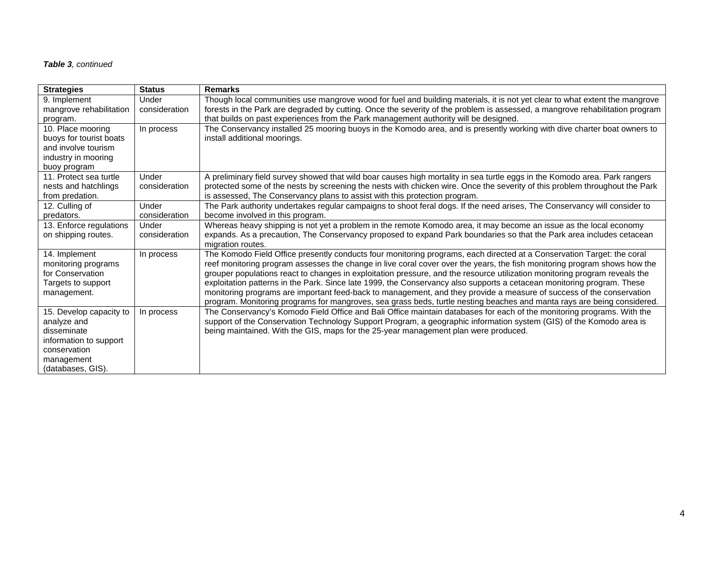***Table 3**, continued*

| Strategies | Status | Remarks |
| --- | --- | --- |
| 9. Implement mangrove rehabilitation program. | Under consideration | Though local communities use mangrove wood for fuel and building materials, it is not yet clear to what extent the mangrove forests in the Park are degraded by cutting. Once the severity of the problem is assessed, a mangrove rehabilitation program that builds on past experiences from the Park management authority will be designed. |
| 10. Place mooring buoys for tourist boats and involve tourism industry in mooring buoy program | In process | The Conservancy installed 25 mooring buoys in the Komodo area, and is presently working with dive charter boat owners to install additional moorings. |
| 11. Protect sea turtle nests and hatchlings from predation. | Under consideration | A preliminary field survey showed that wild boar causes high mortality in sea turtle eggs in the Komodo area. Park rangers protected some of the nests by screening the nests with chicken wire. Once the severity of this problem throughout the Park is assessed, The Conservancy plans to assist with this protection program. |
| 12. Culling of predators. | Under consideration | The Park authority undertakes regular campaigns to shoot feral dogs. If the need arises, The Conservancy will consider to become involved in this program. |
| 13. Enforce regulations on shipping routes. | Under consideration | Whereas heavy shipping is not yet a problem in the remote Komodo area, it may become an issue as the local economy expands. As a precaution, The Conservancy proposed to expand Park boundaries so that the Park area includes cetacean migration routes. |
| 14. Implement monitoring programs for Conservation Targets to support management. | In process | The Komodo Field Office presently conducts four monitoring programs, each directed at a Conservation Target: the coral reef monitoring program assesses the change in live coral cover over the years, the fish monitoring program shows how the grouper populations react to changes in exploitation pressure, and the resource utilization monitoring program reveals the exploitation patterns in the Park. Since late 1999, the Conservancy also supports a cetacean monitoring program. These monitoring programs are important feed-back to management, and they provide a measure of success of the conservation program. Monitoring programs for mangroves, sea grass beds, turtle nesting beaches and manta rays are being considered. |
| 15. Develop capacity to analyze and disseminate information to support conservation management (databases, GIS). | In process | The Conservancy's Komodo Field Office and Bali Office maintain databases for each of the monitoring programs. With the support of the Conservation Technology Support Program, a geographic information system (GIS) of the Komodo area is being maintained. With the GIS, maps for the 25-year management plan were produced. |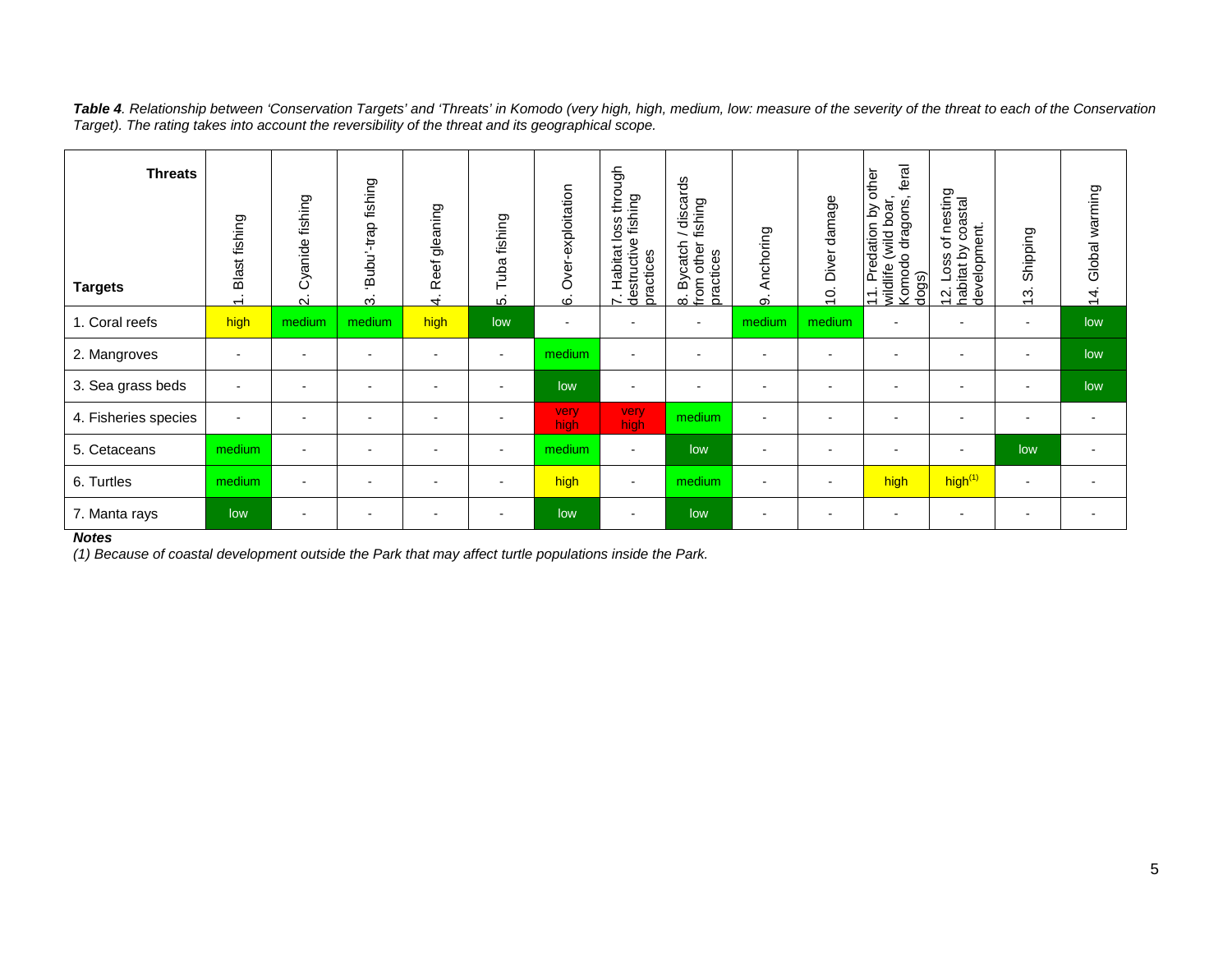***Table 4**. Relationship between 'Conservation Targets' and 'Threats' in Komodo (very high, high, medium, low: measure of the severity of the threat to each of the Conservation Target). The rating takes into account the reversibility of the threat and its geographical scope.*

| Targets \ Threats | 1. Blast fishing | 2. Cyanide fishing | 3. 'Bubu'-trap fishing | 4. Reef gleaning | 5. Tuba fishing | 6. Over-exploitation | 7. Habitat loss through destructive fishing practices | 8. Bycatch / discards from other fishing practices | 9. Anchoring | 10. Diver damage | 11. Predation by other wildlife (wild boar, Komodo dragons, feral dogs) | 12. Loss of nesting habitat by coastal development. | 13. Shipping | 14. Global warming |
|---|---|---|---|---|---|---|---|---|---|---|---|---|---|---|
| 1. Coral reefs | high | medium | medium | high | low | - | - | - | medium | medium | - | - | - | low |
| 2. Mangroves | - | - | - | - | - | medium | - | - | - | - | - | - | - | low |
| 3. Sea grass beds | - | - | - | - | - | low | - | - | - | - | - | - | - | low |
| 4. Fisheries species | - | - | - | - | - | very high | very high | medium | - | - | - | - | - | - |
| 5. Cetaceans | medium | - | - | - | - | medium | - | low | - | - | - | - | low | - |
| 6. Turtles | medium | - | - | - | - | high | - | medium | - | - | high | high[(1)] | - | - |
| 7. Manta rays | low | - | - | - | - | low | - | low | - | - | - | - | - | - |

***Notes***

*(1) Because of coastal development outside the Park that may affect turtle populations inside the Park.*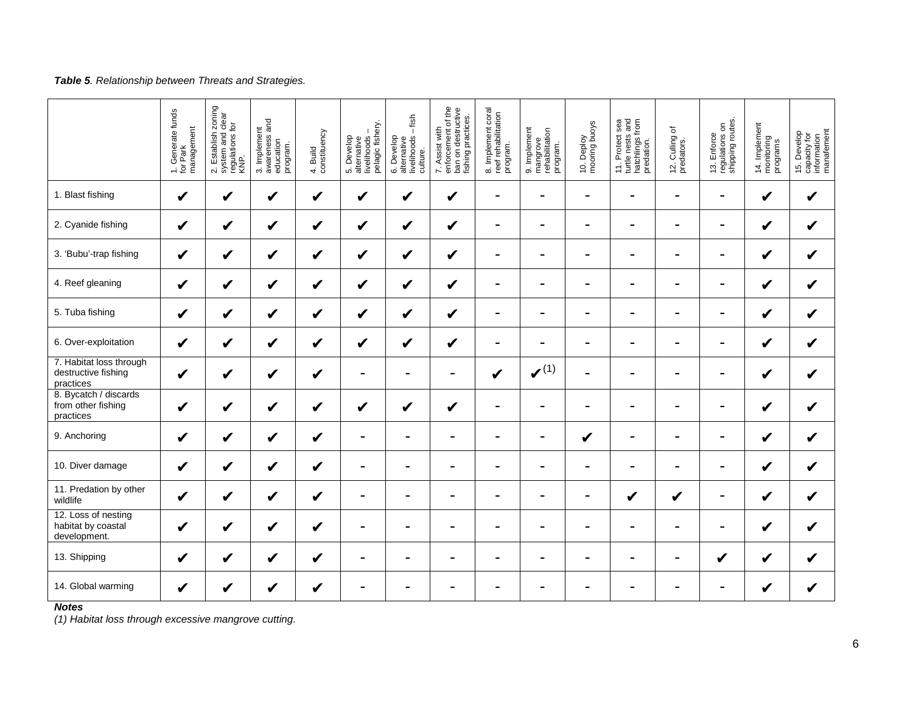***Table 5**. Relationship between Threats and Strategies.*

| | 1. Generate funds for Park management | 2. Establish zoning system and clear regulations for KNP. | 3. Implement awareness and education program. | 4. Build constituency | 5. Develop alternative livelihoods – pelagic fishery. | 6. Develop alternative livelihoods – fish culture. | 7. Assist with enforcement of the ban on destructive fishing practices. | 8. Implement coral reef rehabilitation program. | 9. Implement mangrove rehabilitation program. | 10. Deploy mooring buoys | 11. Protect sea turtle nests and hatchlings from predation. | 12. Culling of predators. | 13. Enforce regulations on shipping routes. | 14. Implement monitoring programs | 15. Develop capacity for information manafement |
|---|---|---|---|---|---|---|---|---|---|---|---|---|---|---|---|
| 1. Blast fishing | ✔ | ✔ | ✔ | ✔ | ✔ | ✔ | ✔ | - | - | - | - | - | - | ✔ | ✔ |
| 2. Cyanide fishing | ✔ | ✔ | ✔ | ✔ | ✔ | ✔ | ✔ | - | - | - | - | - | - | ✔ | ✔ |
| 3. 'Bubu'-trap fishing | ✔ | ✔ | ✔ | ✔ | ✔ | ✔ | ✔ | - | - | - | - | - | - | ✔ | ✔ |
| 4. Reef gleaning | ✔ | ✔ | ✔ | ✔ | ✔ | ✔ | ✔ | - | - | - | - | - | - | ✔ | ✔ |
| 5. Tuba fishing | ✔ | ✔ | ✔ | ✔ | ✔ | ✔ | ✔ | - | - | - | - | - | - | ✔ | ✔ |
| 6. Over-exploitation | ✔ | ✔ | ✔ | ✔ | ✔ | ✔ | ✔ | - | - | - | - | - | - | ✔ | ✔ |
| 7. Habitat loss through destructive fishing practices | ✔ | ✔ | ✔ | ✔ | - | - | - | ✔ | ✔ (1) | - | - | - | - | ✔ | ✔ |
| 8. Bycatch / discards from other fishing practices | ✔ | ✔ | ✔ | ✔ | ✔ | ✔ | ✔ | - | - | - | - | - | - | ✔ | ✔ |
| 9. Anchoring | ✔ | ✔ | ✔ | ✔ | - | - | - | - | - | ✔ | - | - | - | ✔ | ✔ |
| 10. Diver damage | ✔ | ✔ | ✔ | ✔ | - | - | - | - | - | - | - | - | - | ✔ | ✔ |
| 11. Predation by other wildlife | ✔ | ✔ | ✔ | ✔ | - | - | - | - | - | - | ✔ | ✔ | - | ✔ | ✔ |
| 12. Loss of nesting habitat by coastal development. | ✔ | ✔ | ✔ | ✔ | - | - | - | - | - | - | - | - | - | ✔ | ✔ |
| 13. Shipping | ✔ | ✔ | ✔ | ✔ | - | - | - | - | - | - | - | - | ✔ | ✔ | ✔ |
| 14. Global warming | ✔ | ✔ | ✔ | ✔ | - | - | - | - | - | - | - | - | - | ✔ | ✔ |

***Notes***

*(1) Habitat loss through excessive mangrove cutting.*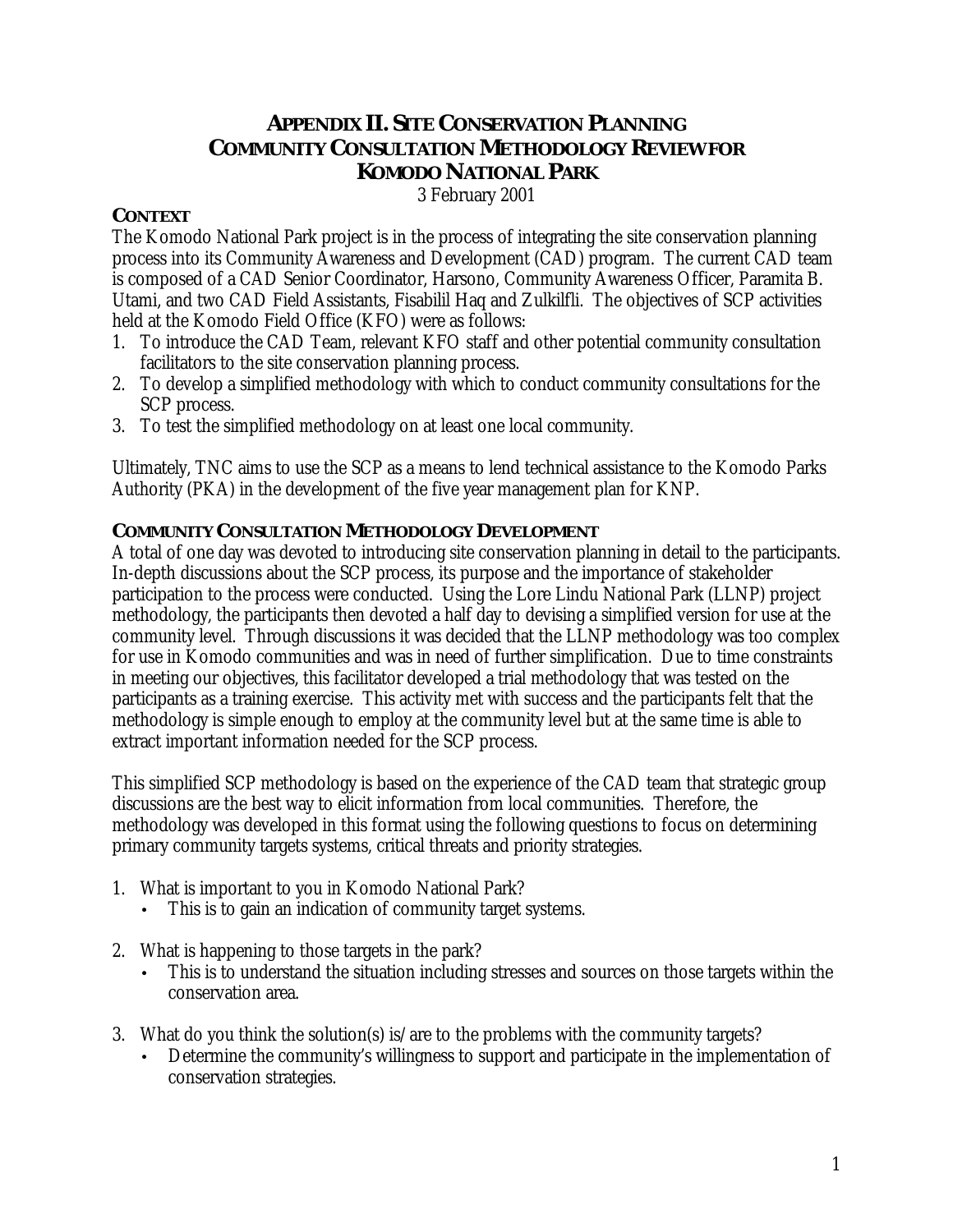# APPENDIX II. SITE CONSERVATION PLANNING COMMUNITY CONSULTATION METHODOLOGY REVIEW FOR KOMODO NATIONAL PARK

3 February 2001

## CONTEXT

The Komodo National Park project is in the process of integrating the site conservation planning process into its Community Awareness and Development (CAD) program. The current CAD team is composed of a CAD Senior Coordinator, Harsono, Community Awareness Officer, Paramita B. Utami, and two CAD Field Assistants, Fisabilil Haq and Zulkilfli. The objectives of SCP activities held at the Komodo Field Office (KFO) were as follows:

1. To introduce the CAD Team, relevant KFO staff and other potential community consultation facilitators to the site conservation planning process.
2. To develop a simplified methodology with which to conduct community consultations for the SCP process.
3. To test the simplified methodology on at least one local community.

Ultimately, TNC aims to use the SCP as a means to lend technical assistance to the Komodo Parks Authority (PKA) in the development of the five year management plan for KNP.

## COMMUNITY CONSULTATION METHODOLOGY DEVELOPMENT

A total of one day was devoted to introducing site conservation planning in detail to the participants. In-depth discussions about the SCP process, its purpose and the importance of stakeholder participation to the process were conducted. Using the Lore Lindu National Park (LLNP) project methodology, the participants then devoted a half day to devising a simplified version for use at the community level. Through discussions it was decided that the LLNP methodology was too complex for use in Komodo communities and was in need of further simplification. Due to time constraints in meeting our objectives, this facilitator developed a trial methodology that was tested on the participants as a training exercise. This activity met with success and the participants felt that the methodology is simple enough to employ at the community level but at the same time is able to extract important information needed for the SCP process.

This simplified SCP methodology is based on the experience of the CAD team that strategic group discussions are the best way to elicit information from local communities. Therefore, the methodology was developed in this format using the following questions to focus on determining primary community targets systems, critical threats and priority strategies.

1. What is important to you in Komodo National Park?
   - This is to gain an indication of community target systems.

2. What is happening to those targets in the park?
   - This is to understand the situation including stresses and sources on those targets within the conservation area.

3. What do you think the solution(s) is/are to the problems with the community targets?
   - Determine the community's willingness to support and participate in the implementation of conservation strategies.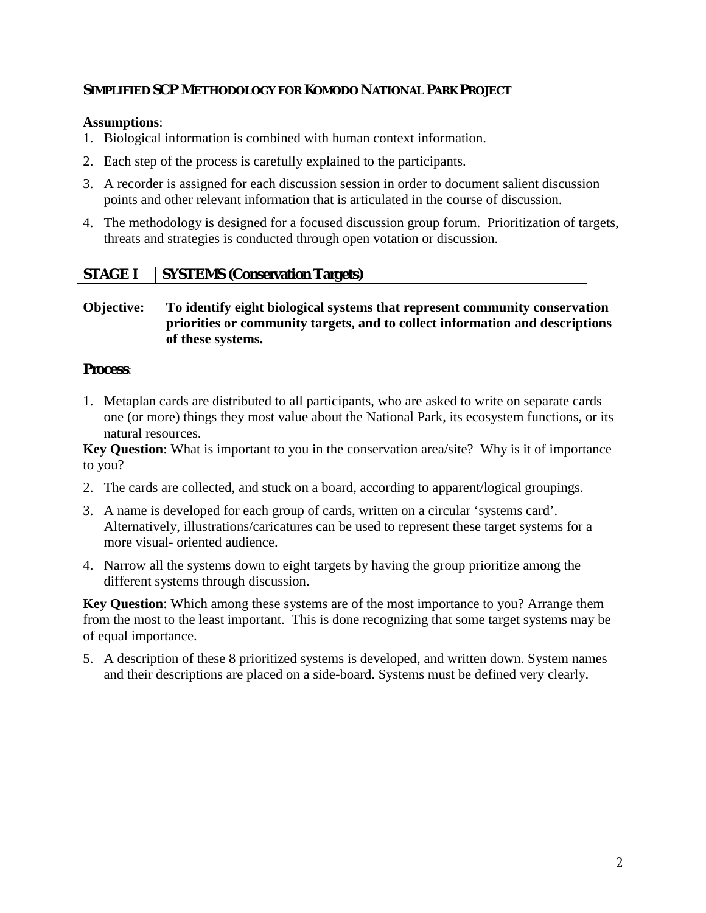## SIMPLIFIED SCP METHODOLOGY FOR KOMODO NATIONAL PARK PROJECT

**Assumptions**:

1. Biological information is combined with human context information.
2. Each step of the process is carefully explained to the participants.
3. A recorder is assigned for each discussion session in order to document salient discussion points and other relevant information that is articulated in the course of discussion.
4. The methodology is designed for a focused discussion group forum. Prioritization of targets, threats and strategies is conducted through open votation or discussion.

| STAGE I | SYSTEMS (Conservation Targets) |
|---|---|

**Objective: To identify eight biological systems that represent community conservation priorities or community targets, and to collect information and descriptions of these systems.**

### Process:

1. Metaplan cards are distributed to all participants, who are asked to write on separate cards one (or more) things they most value about the National Park, its ecosystem functions, or its natural resources.

**Key Question**: What is important to you in the conservation area/site? Why is it of importance to you?

2. The cards are collected, and stuck on a board, according to apparent/logical groupings.
3. A name is developed for each group of cards, written on a circular 'systems card'. Alternatively, illustrations/caricatures can be used to represent these target systems for a more visual- oriented audience.
4. Narrow all the systems down to eight targets by having the group prioritize among the different systems through discussion.

**Key Question**: Which among these systems are of the most importance to you? Arrange them from the most to the least important. This is done recognizing that some target systems may be of equal importance.

5. A description of these 8 prioritized systems is developed, and written down. System names and their descriptions are placed on a side-board. Systems must be defined very clearly.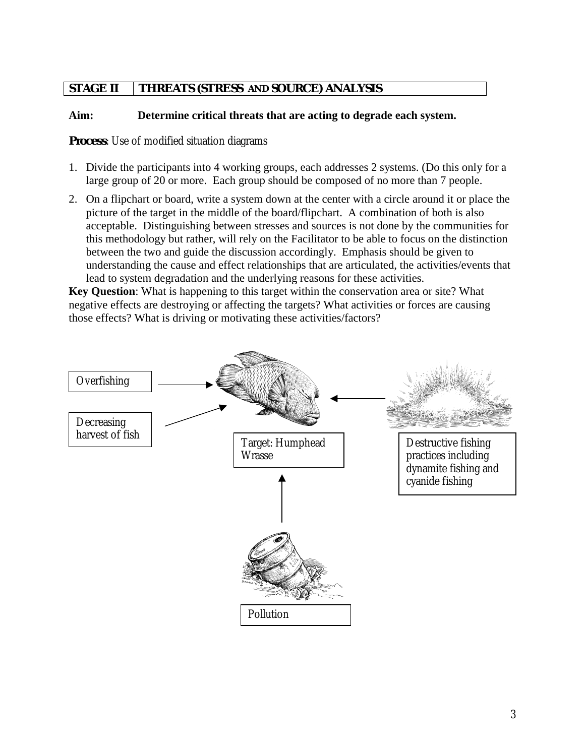## STAGE II | THREATS (STRESS AND SOURCE) ANALYSIS

**Aim: Determine critical threats that are acting to degrade each system.**

***Process**: Use of modified situation diagrams*

1. Divide the participants into 4 working groups, each addresses 2 systems. (Do this only for a large group of 20 or more. Each group should be composed of no more than 7 people.
2. On a flipchart or board, write a system down at the center with a circle around it or place the picture of the target in the middle of the board/flipchart. A combination of both is also acceptable. Distinguishing between stresses and sources is not done by the communities for this methodology but rather, will rely on the Facilitator to be able to focus on the distinction between the two and guide the discussion accordingly. Emphasis should be given to understanding the cause and effect relationships that are articulated, the activities/events that lead to system degradation and the underlying reasons for these activities.

**Key Question**: What is happening to this target within the conservation area or site? What negative effects are destroying or affecting the targets? What activities or forces are causing those effects? What is driving or motivating these activities/factors?

Overfishing

Decreasing harvest of fish

Target: Humphead Wrasse

Destructive fishing practices including dynamite fishing and cyanide fishing

Pollution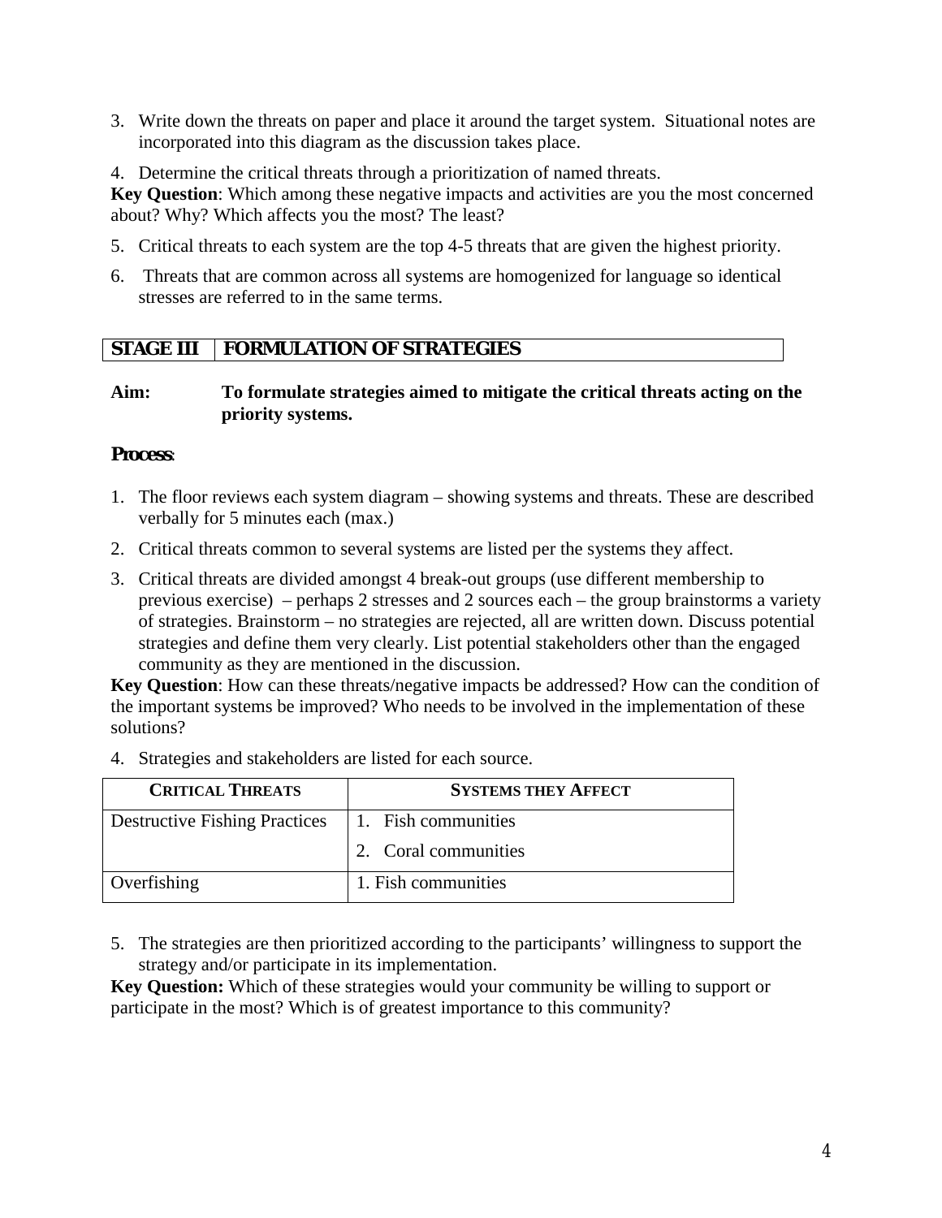3. Write down the threats on paper and place it around the target system. Situational notes are incorporated into this diagram as the discussion takes place.

4. Determine the critical threats through a prioritization of named threats.

**Key Question**: Which among these negative impacts and activities are you the most concerned about? Why? Which affects you the most? The least?

5. Critical threats to each system are the top 4-5 threats that are given the highest priority.

6. Threats that are common across all systems are homogenized for language so identical stresses are referred to in the same terms.

## STAGE III FORMULATION OF STRATEGIES

**Aim: To formulate strategies aimed to mitigate the critical threats acting on the priority systems.**

**Process**:

1. The floor reviews each system diagram – showing systems and threats. These are described verbally for 5 minutes each (max.)

2. Critical threats common to several systems are listed per the systems they affect.

3. Critical threats are divided amongst 4 break-out groups (use different membership to previous exercise) – perhaps 2 stresses and 2 sources each – the group brainstorms a variety of strategies. Brainstorm – no strategies are rejected, all are written down. Discuss potential strategies and define them very clearly. List potential stakeholders other than the engaged community as they are mentioned in the discussion.

**Key Question**: How can these threats/negative impacts be addressed? How can the condition of the important systems be improved? Who needs to be involved in the implementation of these solutions?

4. Strategies and stakeholders are listed for each source.

| CRITICAL THREATS | SYSTEMS THEY AFFECT |
|---|---|
| Destructive Fishing Practices | 1. Fish communities<br>2. Coral communities |
| Overfishing | 1. Fish communities |

5. The strategies are then prioritized according to the participants' willingness to support the strategy and/or participate in its implementation.

**Key Question:** Which of these strategies would your community be willing to support or participate in the most? Which is of greatest importance to this community?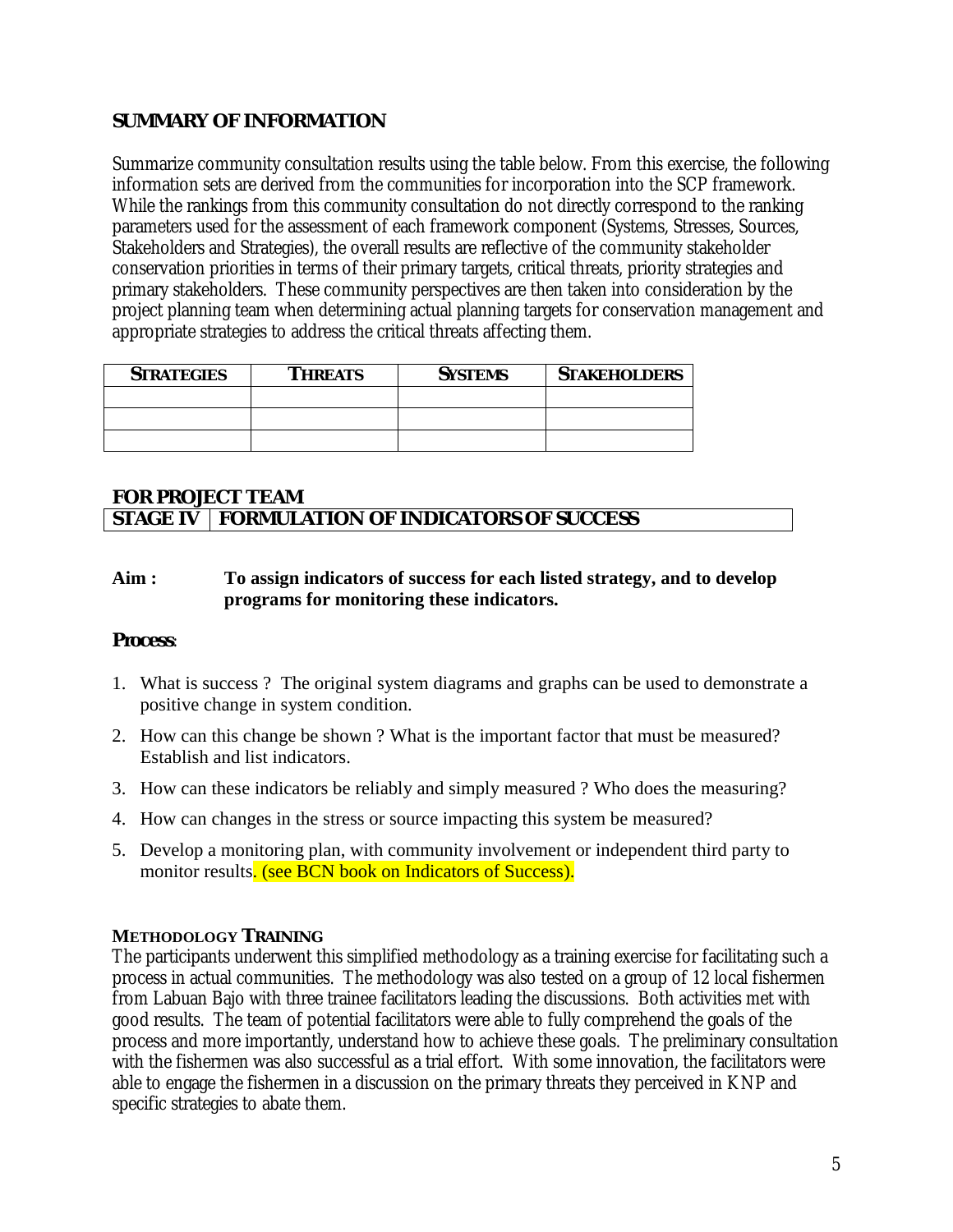## SUMMARY OF INFORMATION

Summarize community consultation results using the table below. From this exercise, the following information sets are derived from the communities for incorporation into the SCP framework. While the rankings from this community consultation do not directly correspond to the ranking parameters used for the assessment of each framework component (Systems, Stresses, Sources, Stakeholders and Strategies), the overall results are reflective of the community stakeholder conservation priorities in terms of their primary targets, critical threats, priority strategies and primary stakeholders. These community perspectives are then taken into consideration by the project planning team when determining actual planning targets for conservation management and appropriate strategies to address the critical threats affecting them.

| STRATEGIES | THREATS | SYSTEMS | STAKEHOLDERS |
|---|---|---|---|
| | | | |
| | | | |
| | | | |

## FOR PROJECT TEAM

| STAGE IV | FORMULATION OF INDICATORS OF SUCCESS |
|---|---|

**Aim :** **To assign indicators of success for each listed strategy, and to develop programs for monitoring these indicators.**

**Process**:

1. What is success ? The original system diagrams and graphs can be used to demonstrate a positive change in system condition.
2. How can this change be shown ? What is the important factor that must be measured? Establish and list indicators.
3. How can these indicators be reliably and simply measured ? Who does the measuring?
4. How can changes in the stress or source impacting this system be measured?
5. Develop a monitoring plan, with community involvement or independent third party to monitor results. (see BCN book on Indicators of Success).

**METHODOLOGY TRAINING**

The participants underwent this simplified methodology as a training exercise for facilitating such a process in actual communities. The methodology was also tested on a group of 12 local fishermen from Labuan Bajo with three trainee facilitators leading the discussions. Both activities met with good results. The team of potential facilitators were able to fully comprehend the goals of the process and more importantly, understand how to achieve these goals. The preliminary consultation with the fishermen was also successful as a trial effort. With some innovation, the facilitators were able to engage the fishermen in a discussion on the primary threats they perceived in KNP and specific strategies to abate them.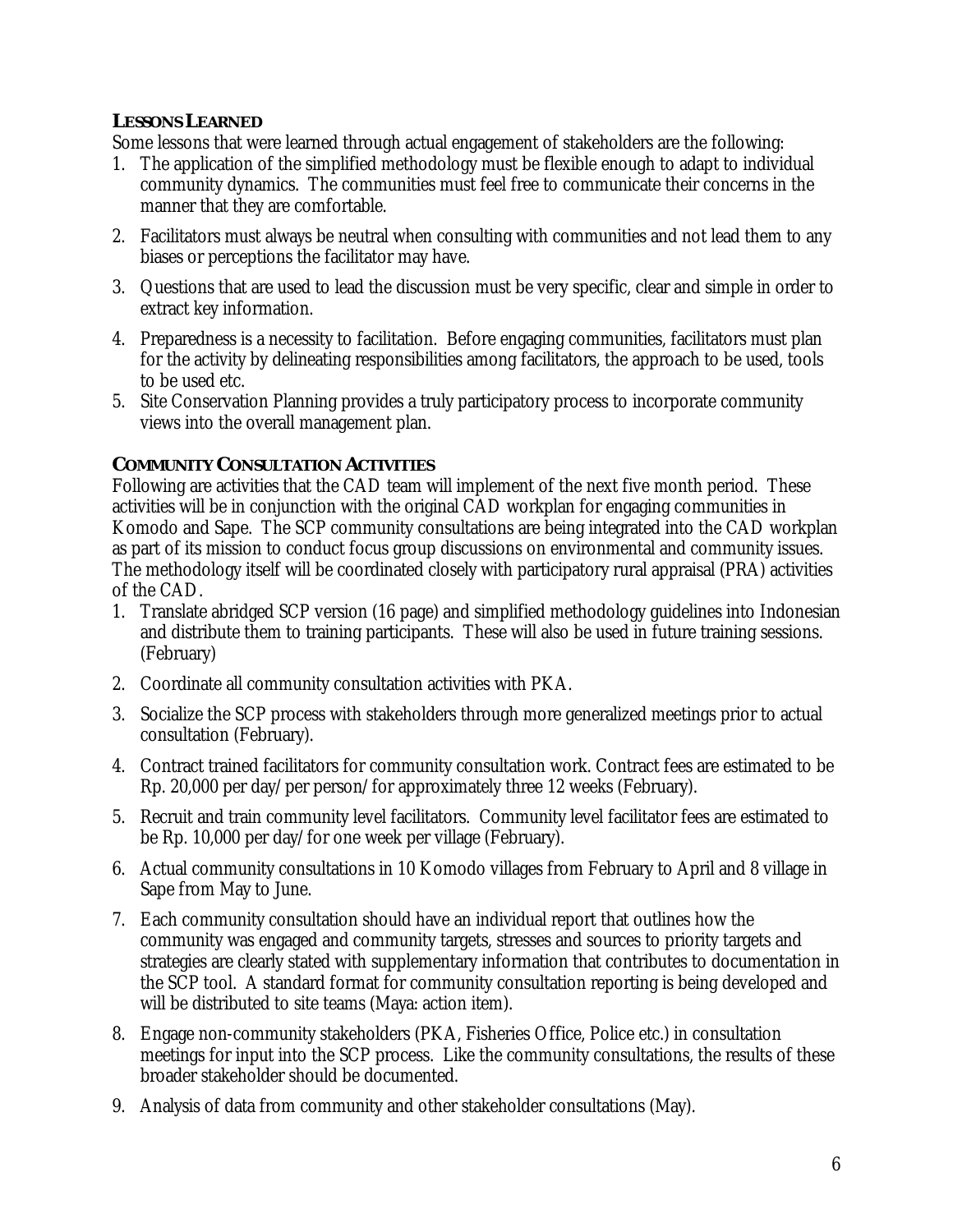### LESSONS LEARNED

Some lessons that were learned through actual engagement of stakeholders are the following:

1. The application of the simplified methodology must be flexible enough to adapt to individual community dynamics. The communities must feel free to communicate their concerns in the manner that they are comfortable.
2. Facilitators must always be neutral when consulting with communities and not lead them to any biases or perceptions the facilitator may have.
3. Questions that are used to lead the discussion must be very specific, clear and simple in order to extract key information.
4. Preparedness is a necessity to facilitation. Before engaging communities, facilitators must plan for the activity by delineating responsibilities among facilitators, the approach to be used, tools to be used etc.
5. Site Conservation Planning provides a truly participatory process to incorporate community views into the overall management plan.

### COMMUNITY CONSULTATION ACTIVITIES

Following are activities that the CAD team will implement of the next five month period. These activities will be in conjunction with the original CAD workplan for engaging communities in Komodo and Sape. The SCP community consultations are being integrated into the CAD workplan as part of its mission to conduct focus group discussions on environmental and community issues. The methodology itself will be coordinated closely with participatory rural appraisal (PRA) activities of the CAD.

1. Translate abridged SCP version (16 page) and simplified methodology guidelines into Indonesian and distribute them to training participants. These will also be used in future training sessions. (February)
2. Coordinate all community consultation activities with PKA.
3. Socialize the SCP process with stakeholders through more generalized meetings prior to actual consultation (February).
4. Contract trained facilitators for community consultation work. Contract fees are estimated to be Rp. 20,000 per day/per person/for approximately three 12 weeks (February).
5. Recruit and train community level facilitators. Community level facilitator fees are estimated to be Rp. 10,000 per day/for one week per village (February).
6. Actual community consultations in 10 Komodo villages from February to April and 8 village in Sape from May to June.
7. Each community consultation should have an individual report that outlines how the community was engaged and community targets, stresses and sources to priority targets and strategies are clearly stated with supplementary information that contributes to documentation in the SCP tool. A standard format for community consultation reporting is being developed and will be distributed to site teams (Maya: action item).
8. Engage non-community stakeholders (PKA, Fisheries Office, Police etc.) in consultation meetings for input into the SCP process. Like the community consultations, the results of these broader stakeholder should be documented.
9. Analysis of data from community and other stakeholder consultations (May).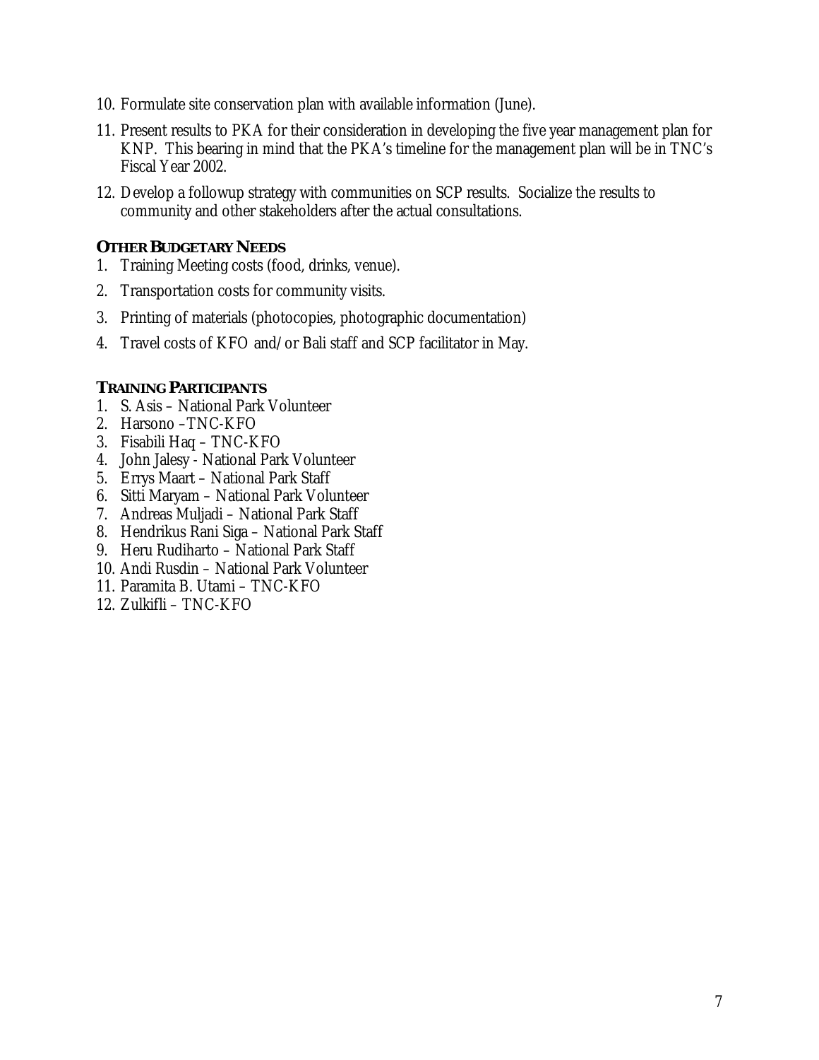10. Formulate site conservation plan with available information (June).
11. Present results to PKA for their consideration in developing the five year management plan for KNP. This bearing in mind that the PKA's timeline for the management plan will be in TNC's Fiscal Year 2002.
12. Develop a followup strategy with communities on SCP results. Socialize the results to community and other stakeholders after the actual consultations.

## OTHER BUDGETARY NEEDS

1. Training Meeting costs (food, drinks, venue).
2. Transportation costs for community visits.
3. Printing of materials (photocopies, photographic documentation)
4. Travel costs of KFO and/or Bali staff and SCP facilitator in May.

## TRAINING PARTICIPANTS

1. S. Asis – National Park Volunteer
2. Harsono –TNC-KFO
3. Fisabili Haq – TNC-KFO
4. John Jalesy - National Park Volunteer
5. Errys Maart – National Park Staff
6. Sitti Maryam – National Park Volunteer
7. Andreas Muljadi – National Park Staff
8. Hendrikus Rani Siga – National Park Staff
9. Heru Rudiharto – National Park Staff
10. Andi Rusdin – National Park Volunteer
11. Paramita B. Utami – TNC-KFO
12. Zulkifli – TNC-KFO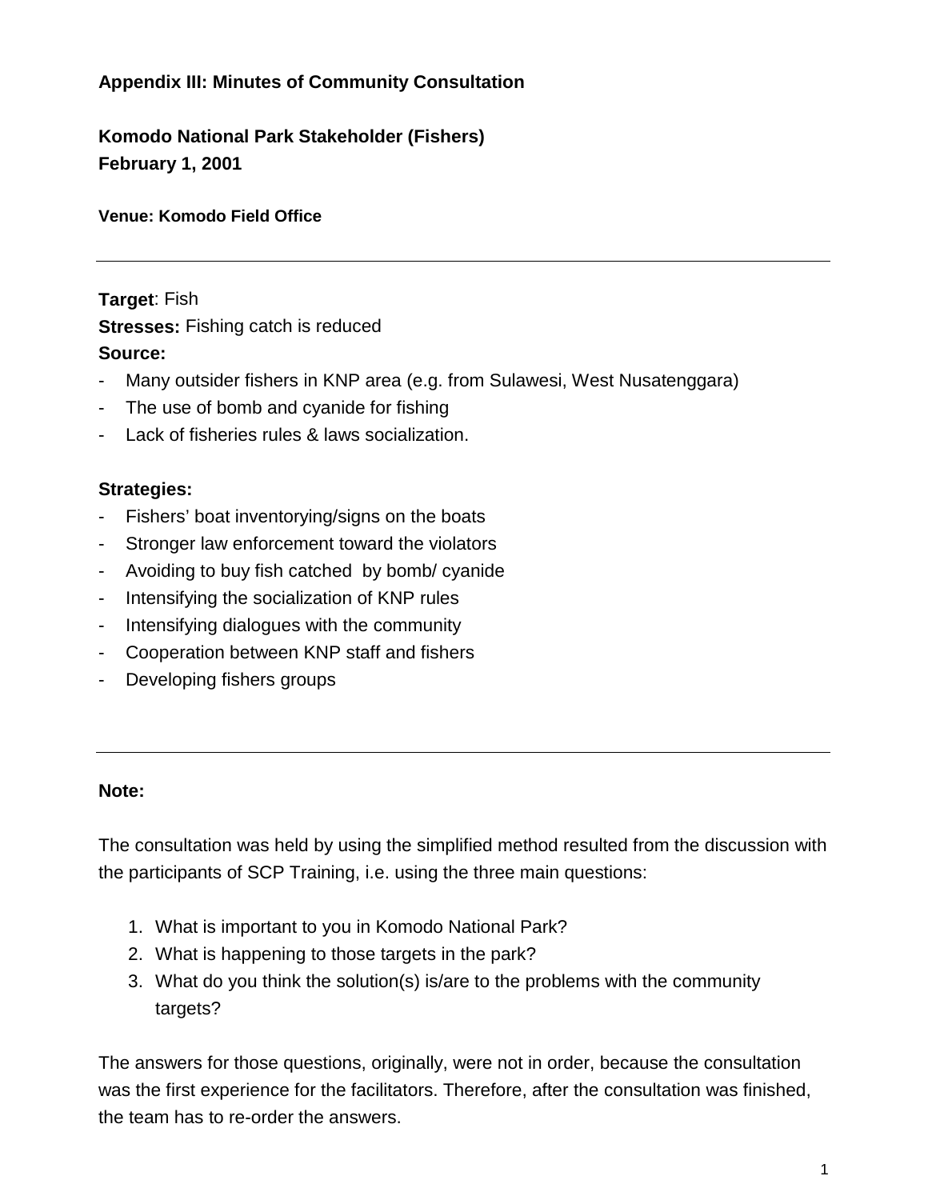## Appendix III: Minutes of Community Consultation

### Komodo National Park Stakeholder (Fishers)
### February 1, 2001

**Venue: Komodo Field Office**

---

**Target**: Fish

**Stresses:** Fishing catch is reduced

**Source:**

- Many outsider fishers in KNP area (e.g. from Sulawesi, West Nusatenggara)
- The use of bomb and cyanide for fishing
- Lack of fisheries rules & laws socialization.

**Strategies:**

- Fishers' boat inventorying/signs on the boats
- Stronger law enforcement toward the violators
- Avoiding to buy fish catched by bomb/ cyanide
- Intensifying the socialization of KNP rules
- Intensifying dialogues with the community
- Cooperation between KNP staff and fishers
- Developing fishers groups

---

**Note:**

The consultation was held by using the simplified method resulted from the discussion with the participants of SCP Training, i.e. using the three main questions:

1. What is important to you in Komodo National Park?
2. What is happening to those targets in the park?
3. What do you think the solution(s) is/are to the problems with the community targets?

The answers for those questions, originally, were not in order, because the consultation was the first experience for the facilitators. Therefore, after the consultation was finished, the team has to re-order the answers.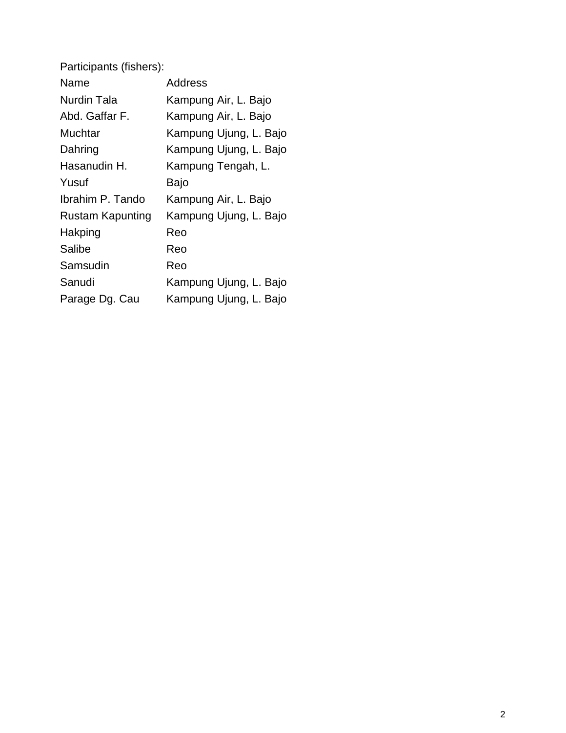Participants (fishers):

| Name | Address |
| --- | --- |
| Nurdin Tala | Kampung Air, L. Bajo |
| Abd. Gaffar F. | Kampung Air, L. Bajo |
| Muchtar | Kampung Ujung, L. Bajo |
| Dahring | Kampung Ujung, L. Bajo |
| Hasanudin H. | Kampung Tengah, L. |
| Yusuf | Bajo |
| Ibrahim P. Tando | Kampung Air, L. Bajo |
| Rustam Kapunting | Kampung Ujung, L. Bajo |
| Hakping | Reo |
| Salibe | Reo |
| Samsudin | Reo |
| Sanudi | Kampung Ujung, L. Bajo |
| Parage Dg. Cau | Kampung Ujung, L. Bajo |